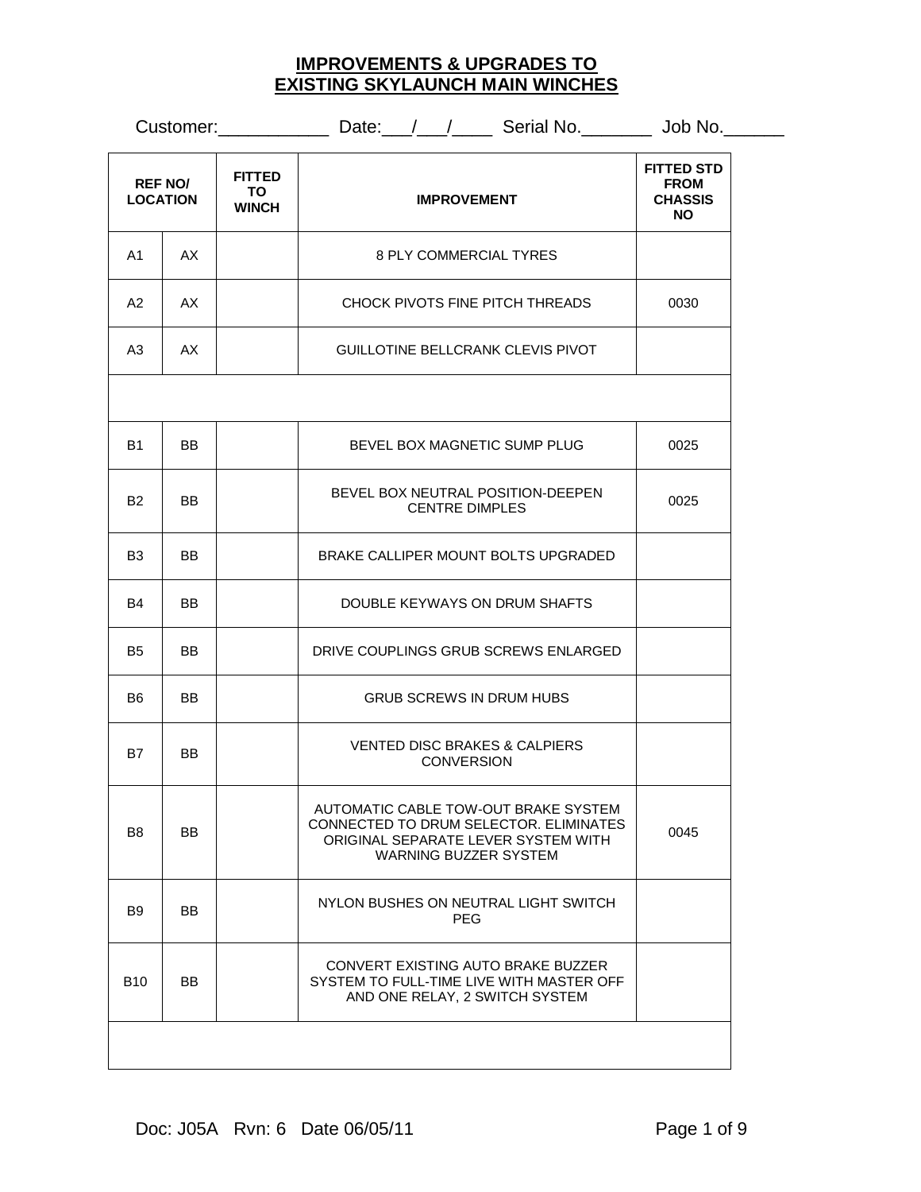# IMPROVEMENTS & UPGRADES TO EXISTING SKYLAUNCH MAIN WINCHES

Customer:___________ Date:___/___/____ Serial No._______ Job No.______

| REF NO/ LOCATION | | FITTED TO WINCH | IMPROVEMENT | FITTED STD FROM CHASSIS NO |
|---|---|---|---|---|
| A1 | AX | | 8 PLY COMMERCIAL TYRES | |
| A2 | AX | | CHOCK PIVOTS FINE PITCH THREADS | 0030 |
| A3 | AX | | GUILLOTINE BELLCRANK CLEVIS PIVOT | |
| | | | | |
| B1 | BB | | BEVEL BOX MAGNETIC SUMP PLUG | 0025 |
| B2 | BB | | BEVEL BOX NEUTRAL POSITION-DEEPEN CENTRE DIMPLES | 0025 |
| B3 | BB | | BRAKE CALLIPER MOUNT BOLTS UPGRADED | |
| B4 | BB | | DOUBLE KEYWAYS ON DRUM SHAFTS | |
| B5 | BB | | DRIVE COUPLINGS GRUB SCREWS ENLARGED | |
| B6 | BB | | GRUB SCREWS IN DRUM HUBS | |
| B7 | BB | | VENTED DISC BRAKES & CALPIERS CONVERSION | |
| B8 | BB | | AUTOMATIC CABLE TOW-OUT BRAKE SYSTEM CONNECTED TO DRUM SELECTOR. ELIMINATES ORIGINAL SEPARATE LEVER SYSTEM WITH WARNING BUZZER SYSTEM | 0045 |
| B9 | BB | | NYLON BUSHES ON NEUTRAL LIGHT SWITCH PEG | |
| B10 | BB | | CONVERT EXISTING AUTO BRAKE BUZZER SYSTEM TO FULL-TIME LIVE WITH MASTER OFF AND ONE RELAY, 2 SWITCH SYSTEM | |
| | | | | |

Doc: J05A Rvn: 6 Date 06/05/11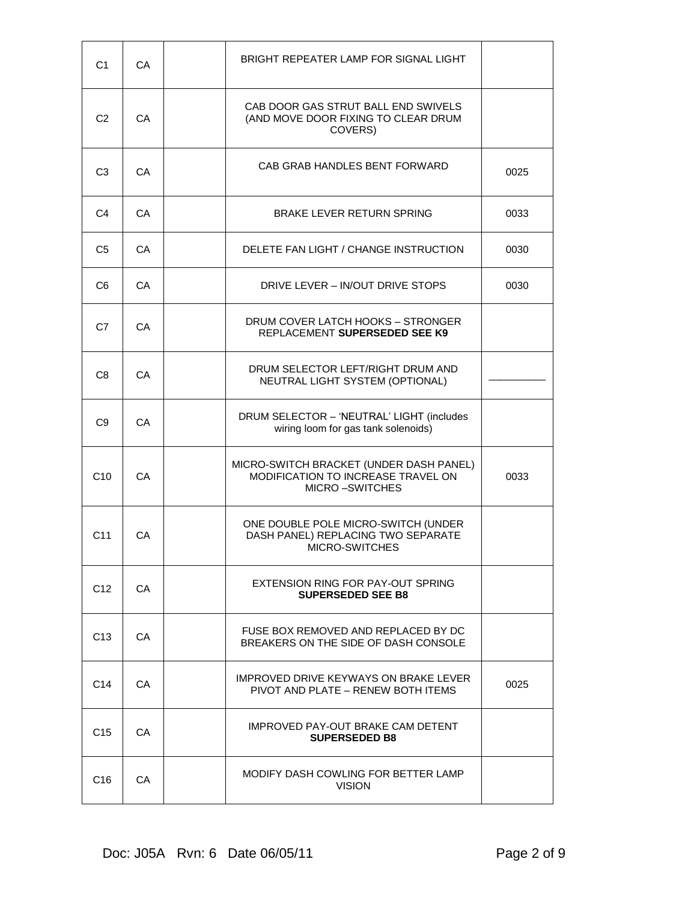| | | | | |
|---|---|---|---|---|
| C1 | CA | | BRIGHT REPEATER LAMP FOR SIGNAL LIGHT | |
| C2 | CA | | CAB DOOR GAS STRUT BALL END SWIVELS (AND MOVE DOOR FIXING TO CLEAR DRUM COVERS) | |
| C3 | CA | | CAB GRAB HANDLES BENT FORWARD | 0025 |
| C4 | CA | | BRAKE LEVER RETURN SPRING | 0033 |
| C5 | CA | | DELETE FAN LIGHT / CHANGE INSTRUCTION | 0030 |
| C6 | CA | | DRIVE LEVER – IN/OUT DRIVE STOPS | 0030 |
| C7 | CA | | DRUM COVER LATCH HOOKS – STRONGER REPLACEMENT **SUPERSEDED SEE K9** | |
| C8 | CA | | DRUM SELECTOR LEFT/RIGHT DRUM AND NEUTRAL LIGHT SYSTEM (OPTIONAL) | __________ |
| C9 | CA | | DRUM SELECTOR – 'NEUTRAL' LIGHT (includes wiring loom for gas tank solenoids) | |
| C10 | CA | | MICRO-SWITCH BRACKET (UNDER DASH PANEL) MODIFICATION TO INCREASE TRAVEL ON MICRO –SWITCHES | 0033 |
| C11 | CA | | ONE DOUBLE POLE MICRO-SWITCH (UNDER DASH PANEL) REPLACING TWO SEPARATE MICRO-SWITCHES | |
| C12 | CA | | EXTENSION RING FOR PAY-OUT SPRING **SUPERSEDED SEE B8** | |
| C13 | CA | | FUSE BOX REMOVED AND REPLACED BY DC BREAKERS ON THE SIDE OF DASH CONSOLE | |
| C14 | CA | | IMPROVED DRIVE KEYWAYS ON BRAKE LEVER PIVOT AND PLATE – RENEW BOTH ITEMS | 0025 |
| C15 | CA | | IMPROVED PAY-OUT BRAKE CAM DETENT **SUPERSEDED B8** | |
| C16 | CA | | MODIFY DASH COWLING FOR BETTER LAMP VISION | |

Doc: J05A Rvn: 6 Date 06/05/11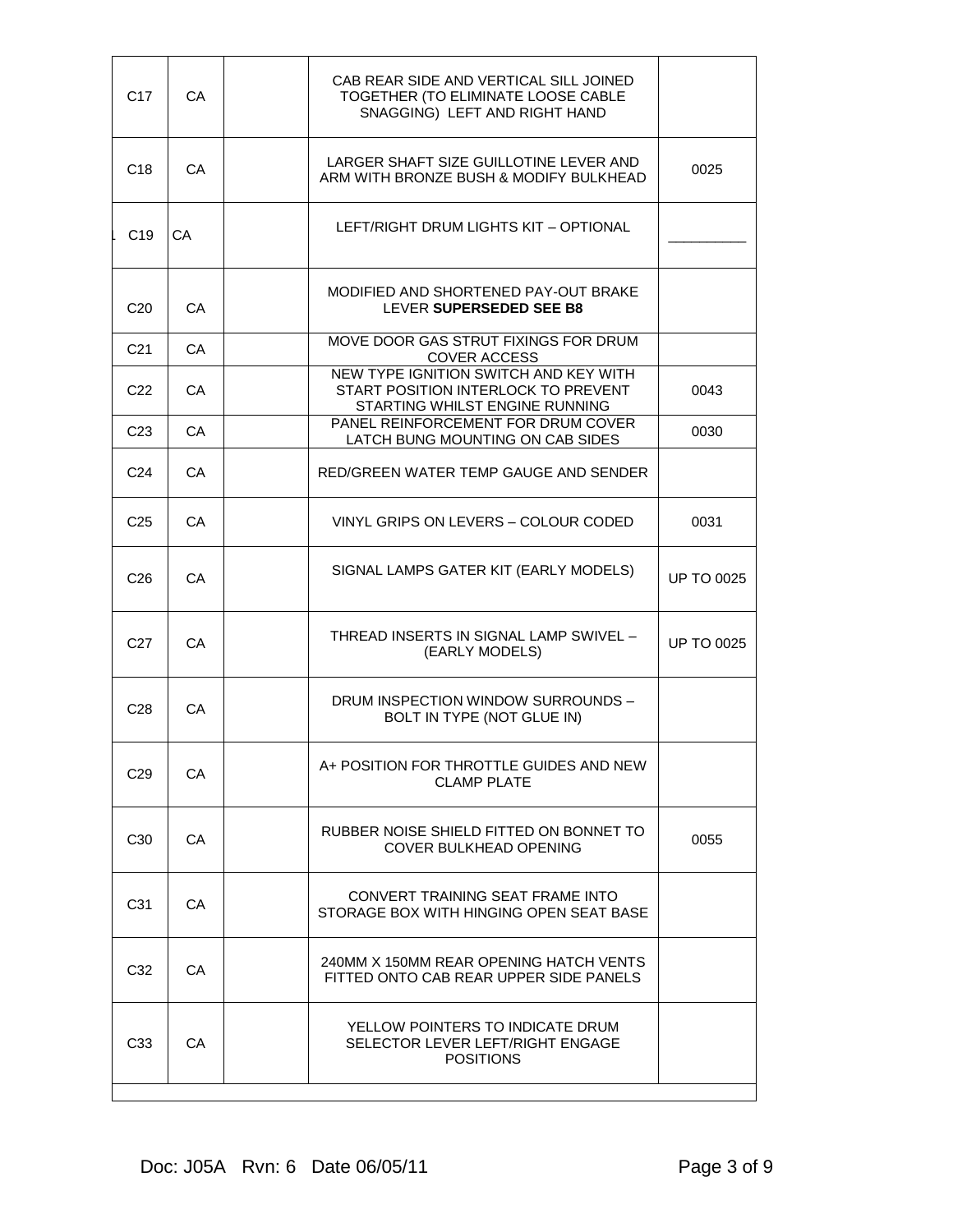| | | | | |
|---|---|---|---|---|
| C17 | CA | | CAB REAR SIDE AND VERTICAL SILL JOINED TOGETHER (TO ELIMINATE LOOSE CABLE SNAGGING) LEFT AND RIGHT HAND | |
| C18 | CA | | LARGER SHAFT SIZE GUILLOTINE LEVER AND ARM WITH BRONZE BUSH & MODIFY BULKHEAD | 0025 |
| C19 | CA | | LEFT/RIGHT DRUM LIGHTS KIT – OPTIONAL | __________ |
| C20 | CA | | MODIFIED AND SHORTENED PAY-OUT BRAKE LEVER **SUPERSEDED SEE B8** | |
| C21 | CA | | MOVE DOOR GAS STRUT FIXINGS FOR DRUM COVER ACCESS | |
| C22 | CA | | NEW TYPE IGNITION SWITCH AND KEY WITH START POSITION INTERLOCK TO PREVENT STARTING WHILST ENGINE RUNNING | 0043 |
| C23 | CA | | PANEL REINFORCEMENT FOR DRUM COVER LATCH BUNG MOUNTING ON CAB SIDES | 0030 |
| C24 | CA | | RED/GREEN WATER TEMP GAUGE AND SENDER | |
| C25 | CA | | VINYL GRIPS ON LEVERS – COLOUR CODED | 0031 |
| C26 | CA | | SIGNAL LAMPS GATER KIT (EARLY MODELS) | UP TO 0025 |
| C27 | CA | | THREAD INSERTS IN SIGNAL LAMP SWIVEL – (EARLY MODELS) | UP TO 0025 |
| C28 | CA | | DRUM INSPECTION WINDOW SURROUNDS – BOLT IN TYPE (NOT GLUE IN) | |
| C29 | CA | | A+ POSITION FOR THROTTLE GUIDES AND NEW CLAMP PLATE | |
| C30 | CA | | RUBBER NOISE SHIELD FITTED ON BONNET TO COVER BULKHEAD OPENING | 0055 |
| C31 | CA | | CONVERT TRAINING SEAT FRAME INTO STORAGE BOX WITH HINGING OPEN SEAT BASE | |
| C32 | CA | | 240MM X 150MM REAR OPENING HATCH VENTS FITTED ONTO CAB REAR UPPER SIDE PANELS | |
| C33 | CA | | YELLOW POINTERS TO INDICATE DRUM SELECTOR LEVER LEFT/RIGHT ENGAGE POSITIONS | |

Doc: J05A Rvn: 6 Date 06/05/11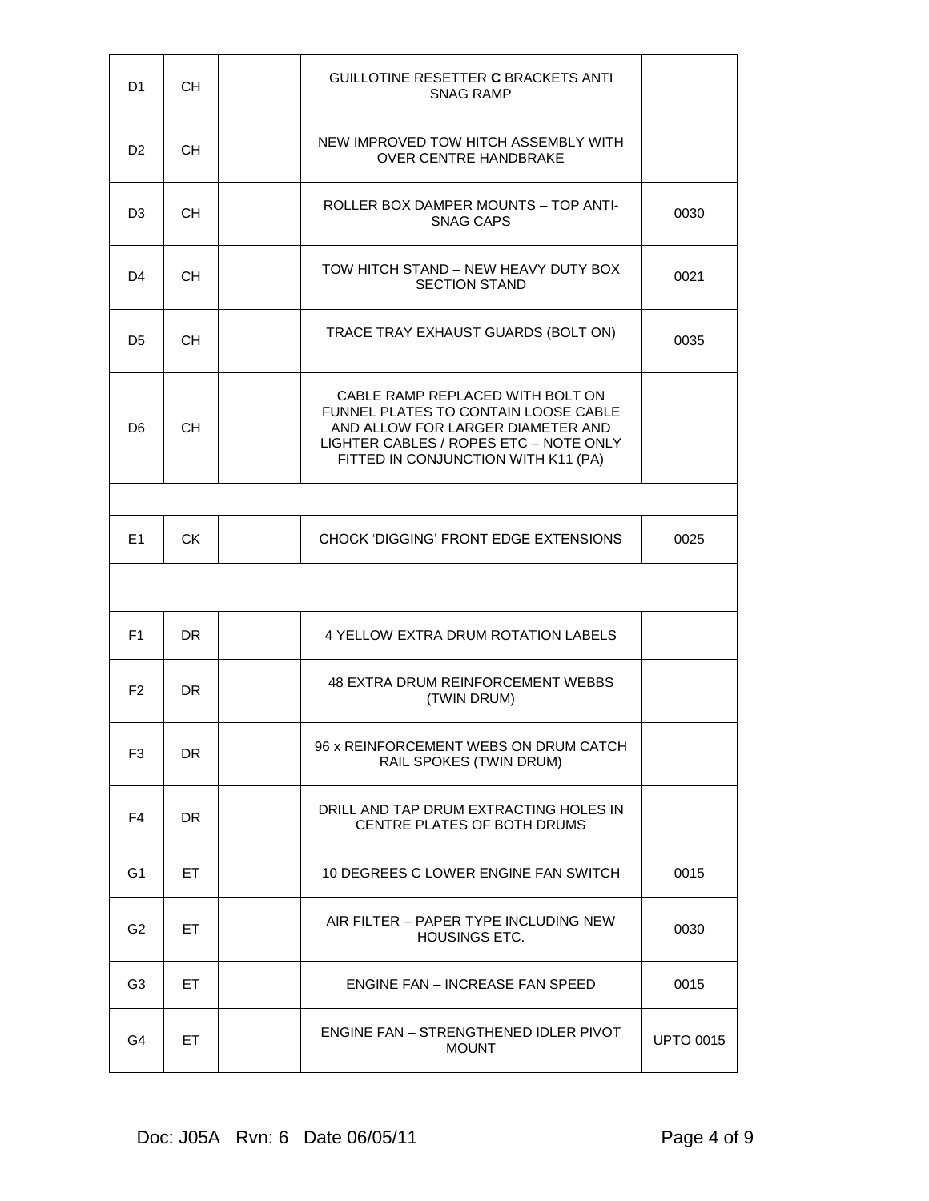| | | | | |
|---|---|---|---|---|
| D1 | CH | | GUILLOTINE RESETTER **C** BRACKETS ANTI SNAG RAMP | |
| D2 | CH | | NEW IMPROVED TOW HITCH ASSEMBLY WITH OVER CENTRE HANDBRAKE | |
| D3 | CH | | ROLLER BOX DAMPER MOUNTS – TOP ANTI-SNAG CAPS | 0030 |
| D4 | CH | | TOW HITCH STAND – NEW HEAVY DUTY BOX SECTION STAND | 0021 |
| D5 | CH | | TRACE TRAY EXHAUST GUARDS (BOLT ON) | 0035 |
| D6 | CH | | CABLE RAMP REPLACED WITH BOLT ON FUNNEL PLATES TO CONTAIN LOOSE CABLE AND ALLOW FOR LARGER DIAMETER AND LIGHTER CABLES / ROPES ETC – NOTE ONLY FITTED IN CONJUNCTION WITH K11 (PA) | |
| | | | | |
| E1 | CK | | CHOCK 'DIGGING' FRONT EDGE EXTENSIONS | 0025 |
| | | | | |
| F1 | DR | | 4 YELLOW EXTRA DRUM ROTATION LABELS | |
| F2 | DR | | 48 EXTRA DRUM REINFORCEMENT WEBBS (TWIN DRUM) | |
| F3 | DR | | 96 x REINFORCEMENT WEBS ON DRUM CATCH RAIL SPOKES (TWIN DRUM) | |
| F4 | DR | | DRILL AND TAP DRUM EXTRACTING HOLES IN CENTRE PLATES OF BOTH DRUMS | |
| G1 | ET | | 10 DEGREES C LOWER ENGINE FAN SWITCH | 0015 |
| G2 | ET | | AIR FILTER – PAPER TYPE INCLUDING NEW HOUSINGS ETC. | 0030 |
| G3 | ET | | ENGINE FAN – INCREASE FAN SPEED | 0015 |
| G4 | ET | | ENGINE FAN – STRENGTHENED IDLER PIVOT MOUNT | UPTO 0015 |

Doc: J05A Rvn: 6 Date 06/05/11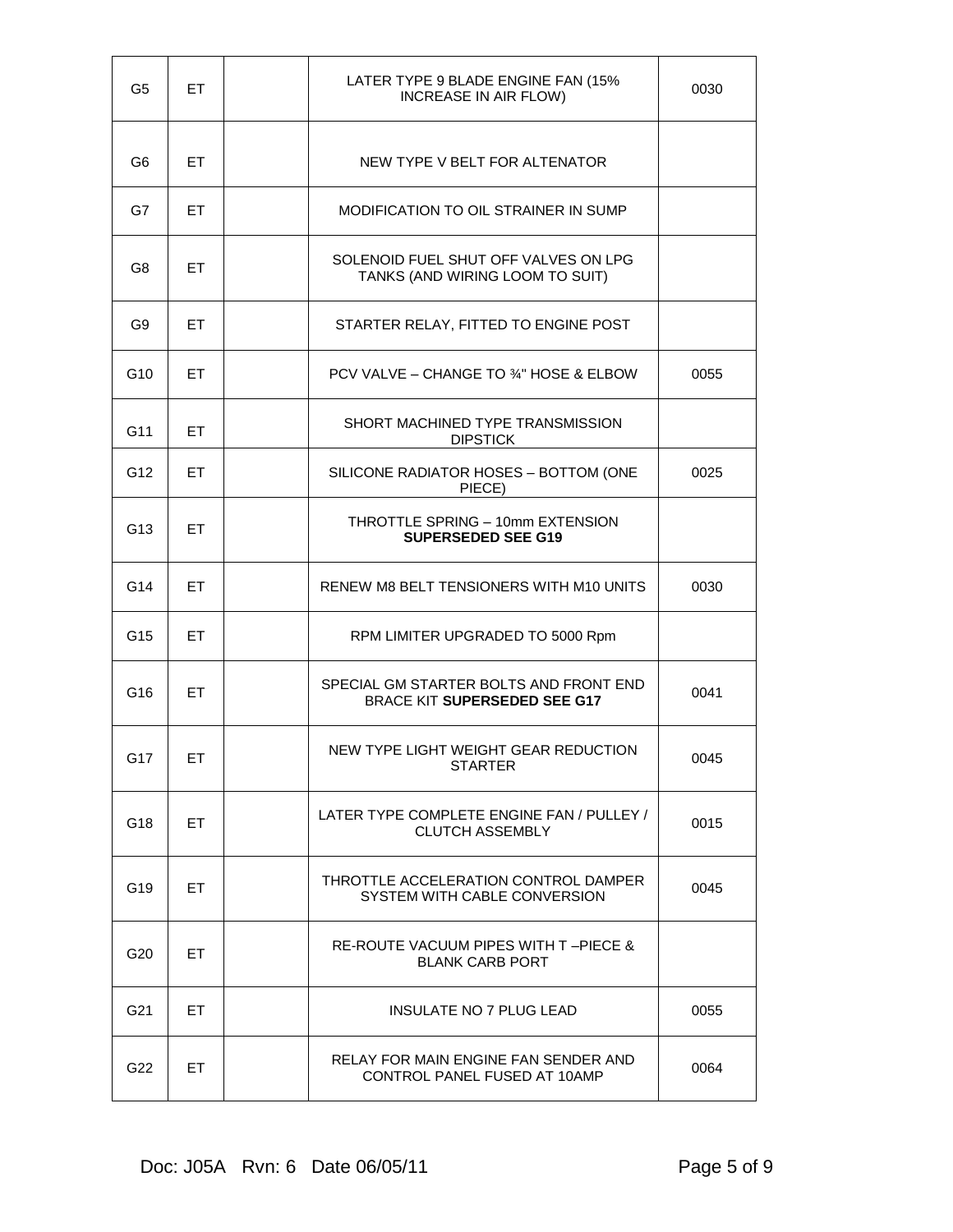| | | | | |
|---|---|---|---|---|
| G5 | ET | | LATER TYPE 9 BLADE ENGINE FAN (15% INCREASE IN AIR FLOW) | 0030 |
| G6 | ET | | NEW TYPE V BELT FOR ALTENATOR | |
| G7 | ET | | MODIFICATION TO OIL STRAINER IN SUMP | |
| G8 | ET | | SOLENOID FUEL SHUT OFF VALVES ON LPG TANKS (AND WIRING LOOM TO SUIT) | |
| G9 | ET | | STARTER RELAY, FITTED TO ENGINE POST | |
| G10 | ET | | PCV VALVE – CHANGE TO ¾" HOSE & ELBOW | 0055 |
| G11 | ET | | SHORT MACHINED TYPE TRANSMISSION DIPSTICK | |
| G12 | ET | | SILICONE RADIATOR HOSES – BOTTOM (ONE PIECE) | 0025 |
| G13 | ET | | THROTTLE SPRING – 10mm EXTENSION **SUPERSEDED SEE G19** | |
| G14 | ET | | RENEW M8 BELT TENSIONERS WITH M10 UNITS | 0030 |
| G15 | ET | | RPM LIMITER UPGRADED TO 5000 Rpm | |
| G16 | ET | | SPECIAL GM STARTER BOLTS AND FRONT END BRACE KIT **SUPERSEDED SEE G17** | 0041 |
| G17 | ET | | NEW TYPE LIGHT WEIGHT GEAR REDUCTION STARTER | 0045 |
| G18 | ET | | LATER TYPE COMPLETE ENGINE FAN / PULLEY / CLUTCH ASSEMBLY | 0015 |
| G19 | ET | | THROTTLE ACCELERATION CONTROL DAMPER SYSTEM WITH CABLE CONVERSION | 0045 |
| G20 | ET | | RE-ROUTE VACUUM PIPES WITH T –PIECE & BLANK CARB PORT | |
| G21 | ET | | INSULATE NO 7 PLUG LEAD | 0055 |
| G22 | ET | | RELAY FOR MAIN ENGINE FAN SENDER AND CONTROL PANEL FUSED AT 10AMP | 0064 |

Doc: J05A Rvn: 6 Date 06/05/11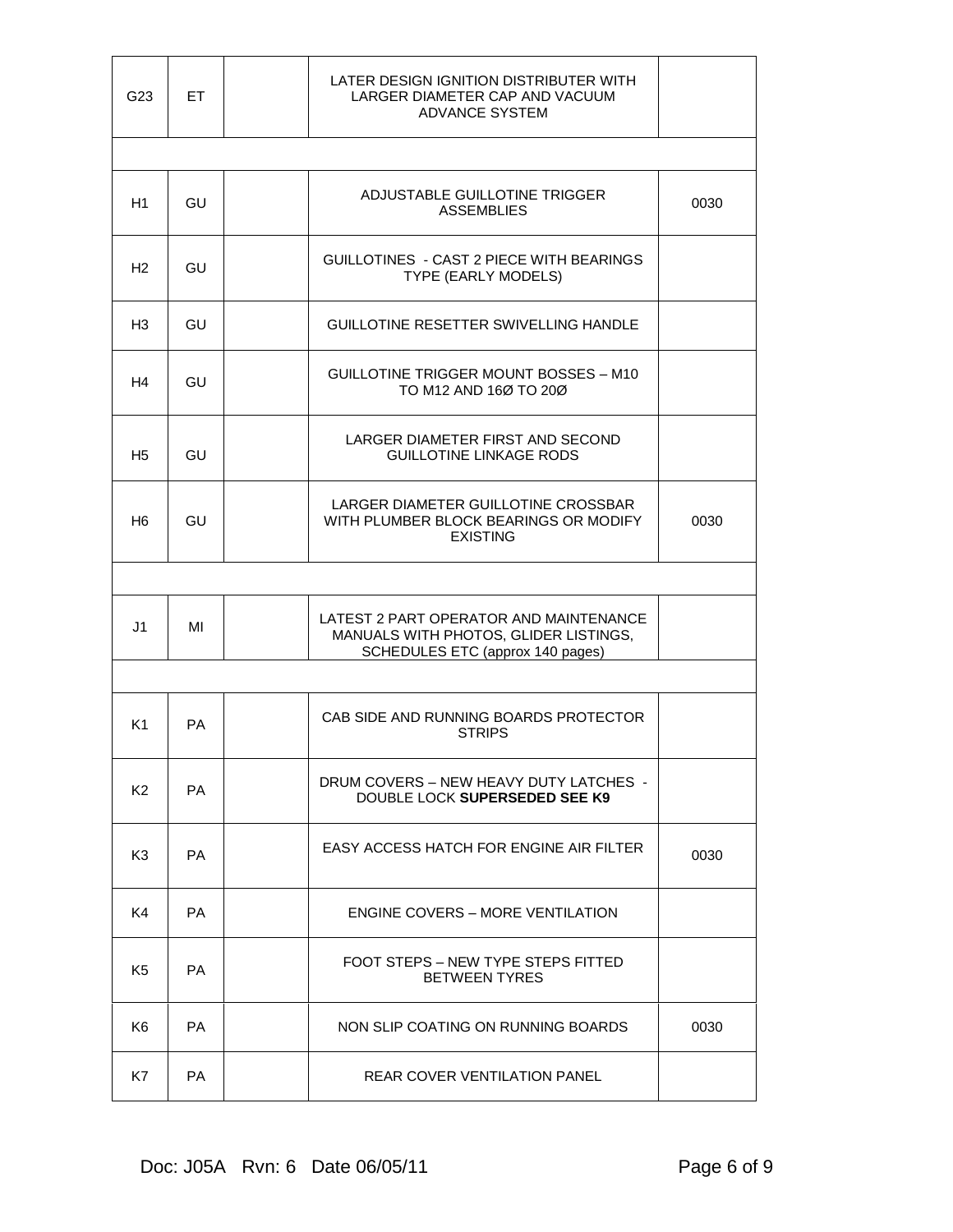| | | | | |
|---|---|---|---|---|
| G23 | ET | | LATER DESIGN IGNITION DISTRIBUTER WITH LARGER DIAMETER CAP AND VACUUM ADVANCE SYSTEM | |
| | | | | |
| H1 | GU | | ADJUSTABLE GUILLOTINE TRIGGER ASSEMBLIES | 0030 |
| H2 | GU | | GUILLOTINES - CAST 2 PIECE WITH BEARINGS TYPE (EARLY MODELS) | |
| H3 | GU | | GUILLOTINE RESETTER SWIVELLING HANDLE | |
| H4 | GU | | GUILLOTINE TRIGGER MOUNT BOSSES – M10 TO M12 AND 16Ø TO 20Ø | |
| H5 | GU | | LARGER DIAMETER FIRST AND SECOND GUILLOTINE LINKAGE RODS | |
| H6 | GU | | LARGER DIAMETER GUILLOTINE CROSSBAR WITH PLUMBER BLOCK BEARINGS OR MODIFY EXISTING | 0030 |
| | | | | |
| J1 | MI | | LATEST 2 PART OPERATOR AND MAINTENANCE MANUALS WITH PHOTOS, GLIDER LISTINGS, SCHEDULES ETC (approx 140 pages) | |
| | | | | |
| K1 | PA | | CAB SIDE AND RUNNING BOARDS PROTECTOR STRIPS | |
| K2 | PA | | DRUM COVERS – NEW HEAVY DUTY LATCHES - DOUBLE LOCK **SUPERSEDED SEE K9** | |
| K3 | PA | | EASY ACCESS HATCH FOR ENGINE AIR FILTER | 0030 |
| K4 | PA | | ENGINE COVERS – MORE VENTILATION | |
| K5 | PA | | FOOT STEPS – NEW TYPE STEPS FITTED BETWEEN TYRES | |
| K6 | PA | | NON SLIP COATING ON RUNNING BOARDS | 0030 |
| K7 | PA | | REAR COVER VENTILATION PANEL | |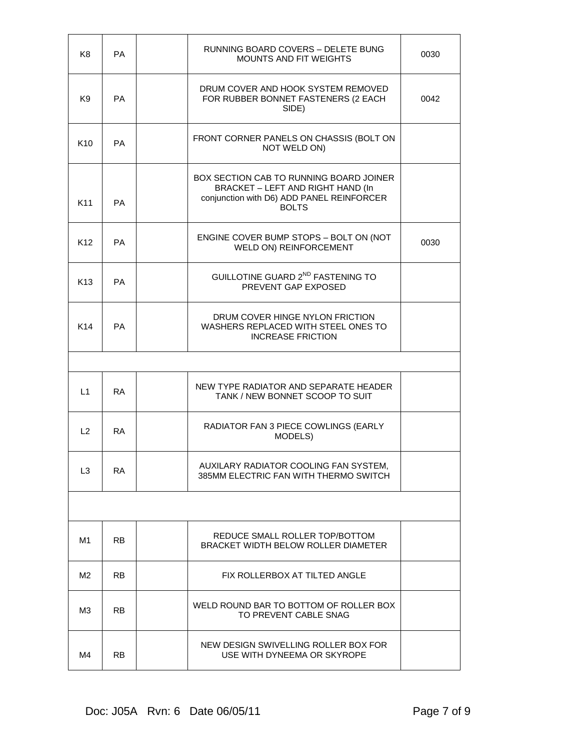| | | | | |
|---|---|---|---|---|
| K8 | PA | | RUNNING BOARD COVERS – DELETE BUNG MOUNTS AND FIT WEIGHTS | 0030 |
| K9 | PA | | DRUM COVER AND HOOK SYSTEM REMOVED FOR RUBBER BONNET FASTENERS (2 EACH SIDE) | 0042 |
| K10 | PA | | FRONT CORNER PANELS ON CHASSIS (BOLT ON NOT WELD ON) | |
| K11 | PA | | BOX SECTION CAB TO RUNNING BOARD JOINER BRACKET – LEFT AND RIGHT HAND (In conjunction with D6) ADD PANEL REINFORCER BOLTS | |
| K12 | PA | | ENGINE COVER BUMP STOPS – BOLT ON (NOT WELD ON) REINFORCEMENT | 0030 |
| K13 | PA | | GUILLOTINE GUARD 2ND FASTENING TO PREVENT GAP EXPOSED | |
| K14 | PA | | DRUM COVER HINGE NYLON FRICTION WASHERS REPLACED WITH STEEL ONES TO INCREASE FRICTION | |
| | | | | |
| L1 | RA | | NEW TYPE RADIATOR AND SEPARATE HEADER TANK / NEW BONNET SCOOP TO SUIT | |
| L2 | RA | | RADIATOR FAN 3 PIECE COWLINGS (EARLY MODELS) | |
| L3 | RA | | AUXILARY RADIATOR COOLING FAN SYSTEM, 385MM ELECTRIC FAN WITH THERMO SWITCH | |
| | | | | |
| M1 | RB | | REDUCE SMALL ROLLER TOP/BOTTOM BRACKET WIDTH BELOW ROLLER DIAMETER | |
| M2 | RB | | FIX ROLLERBOX AT TILTED ANGLE | |
| M3 | RB | | WELD ROUND BAR TO BOTTOM OF ROLLER BOX TO PREVENT CABLE SNAG | |
| M4 | RB | | NEW DESIGN SWIVELLING ROLLER BOX FOR USE WITH DYNEEMA OR SKYROPE | |

Doc: J05A Rvn: 6 Date 06/05/11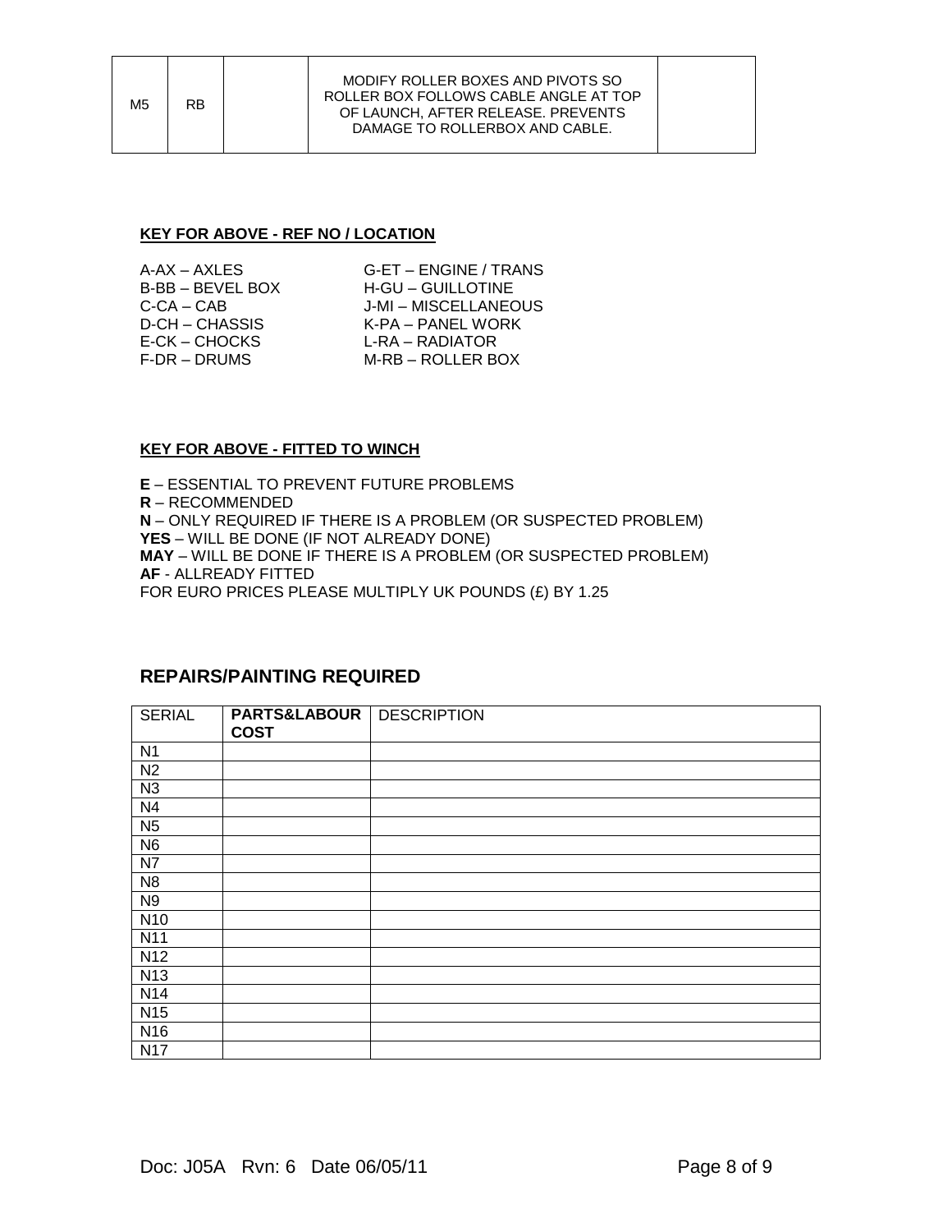| M5 | RB | | MODIFY ROLLER BOXES AND PIVOTS SO ROLLER BOX FOLLOWS CABLE ANGLE AT TOP OF LAUNCH, AFTER RELEASE. PREVENTS DAMAGE TO ROLLERBOX AND CABLE. | |
|---|---|---|---|---|

**KEY FOR ABOVE - REF NO / LOCATION**

A-AX – AXLES
B-BB – BEVEL BOX
C-CA – CAB
D-CH – CHASSIS
E-CK – CHOCKS
F-DR – DRUMS
G-ET – ENGINE / TRANS
H-GU – GUILLOTINE
J-MI – MISCELLANEOUS
K-PA – PANEL WORK
L-RA – RADIATOR
M-RB – ROLLER BOX

**KEY FOR ABOVE - FITTED TO WINCH**

**E** – ESSENTIAL TO PREVENT FUTURE PROBLEMS
**R** – RECOMMENDED
**N** – ONLY REQUIRED IF THERE IS A PROBLEM (OR SUSPECTED PROBLEM)
**YES** – WILL BE DONE (IF NOT ALREADY DONE)
**MAY** – WILL BE DONE IF THERE IS A PROBLEM (OR SUSPECTED PROBLEM)
**AF** - ALLREADY FITTED
FOR EURO PRICES PLEASE MULTIPLY UK POUNDS (£) BY 1.25

## REPAIRS/PAINTING REQUIRED

| SERIAL | **PARTS&LABOUR COST** | DESCRIPTION |
|---|---|---|
| N1 | | |
| N2 | | |
| N3 | | |
| N4 | | |
| N5 | | |
| N6 | | |
| N7 | | |
| N8 | | |
| N9 | | |
| N10 | | |
| N11 | | |
| N12 | | |
| N13 | | |
| N14 | | |
| N15 | | |
| N16 | | |
| N17 | | |

Doc: J05A Rvn: 6 Date 06/05/11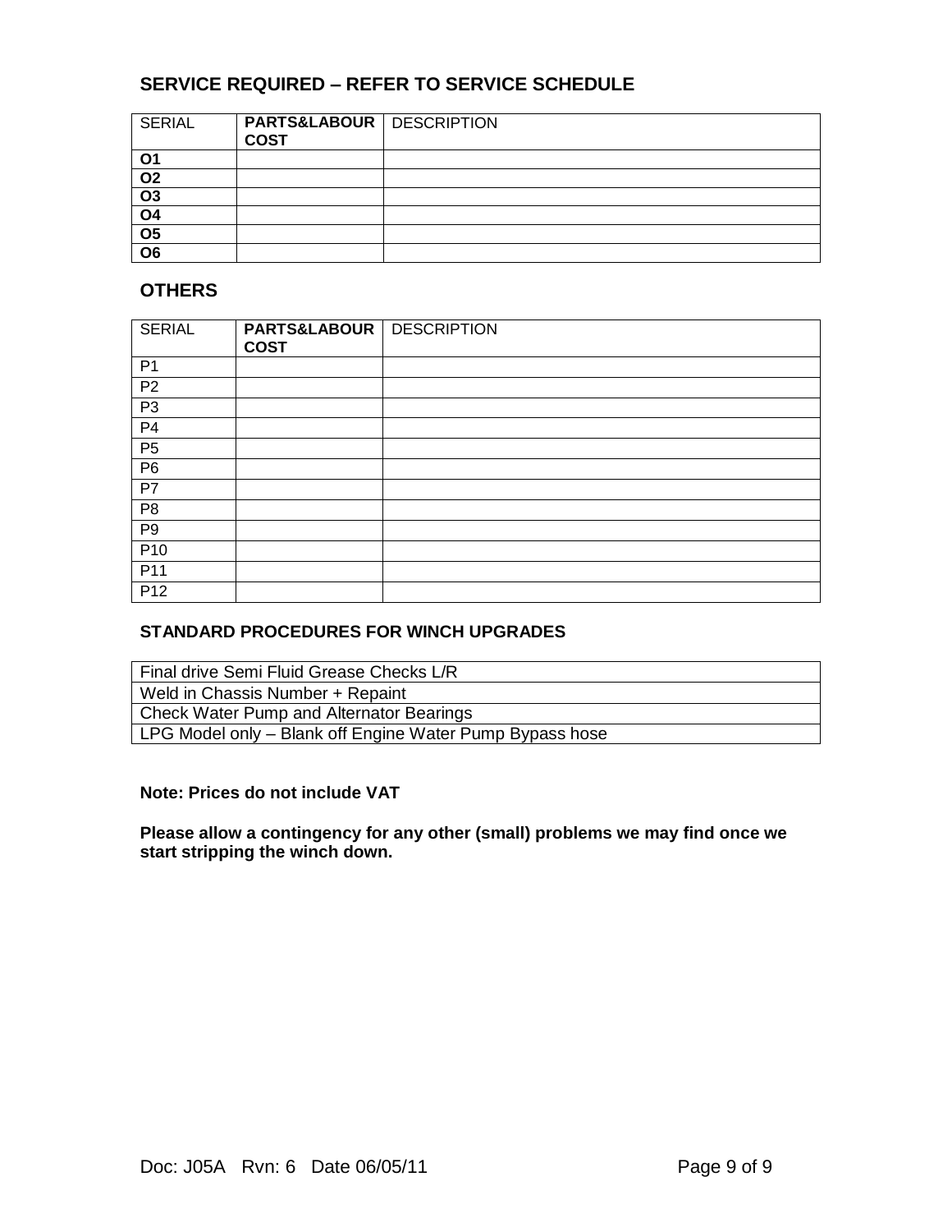## SERVICE REQUIRED – REFER TO SERVICE SCHEDULE

| SERIAL | **PARTS&LABOUR COST** | DESCRIPTION |
|---|---|---|
| **O1** | | |
| **O2** | | |
| **O3** | | |
| **O4** | | |
| **O5** | | |
| **O6** | | |

## OTHERS

| SERIAL | **PARTS&LABOUR COST** | DESCRIPTION |
|---|---|---|
| P1 | | |
| P2 | | |
| P3 | | |
| P4 | | |
| P5 | | |
| P6 | | |
| P7 | | |
| P8 | | |
| P9 | | |
| P10 | | |
| P11 | | |
| P12 | | |

### STANDARD PROCEDURES FOR WINCH UPGRADES

| |
|---|
| Final drive Semi Fluid Grease Checks L/R |
| Weld in Chassis Number + Repaint |
| Check Water Pump and Alternator Bearings |
| LPG Model only – Blank off Engine Water Pump Bypass hose |

**Note: Prices do not include VAT**

**Please allow a contingency for any other (small) problems we may find once we start stripping the winch down.**